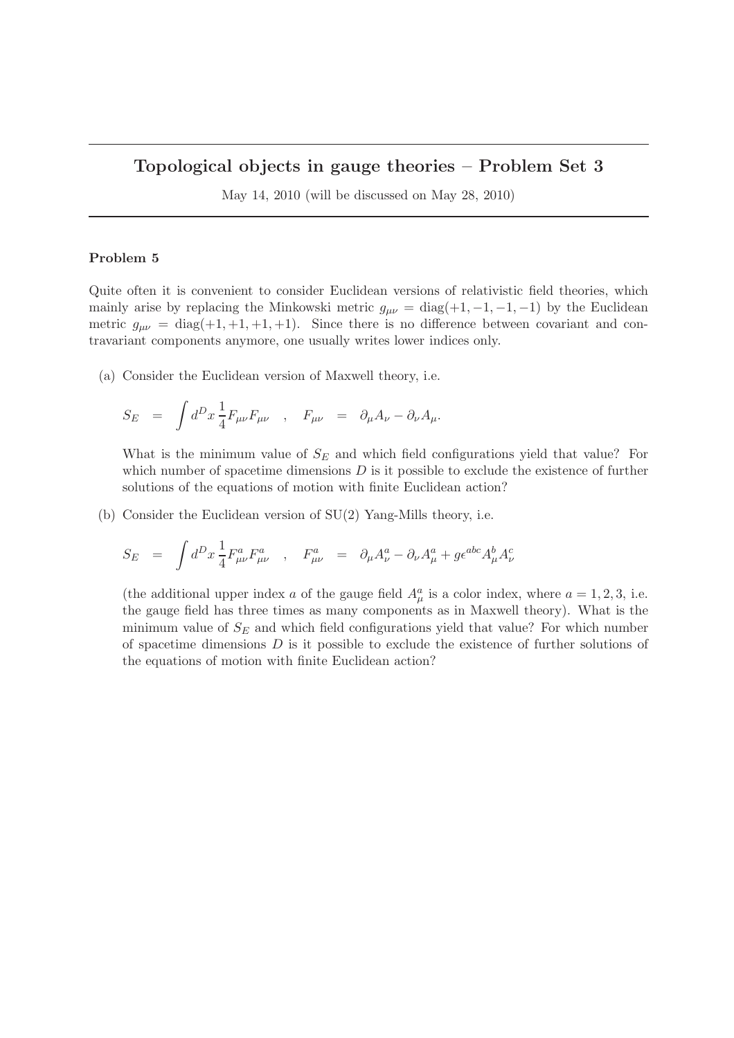# Topological objects in gauge theories – Problem Set 3

May 14, 2010 (will be discussed on May 28, 2010)

### Problem 5

Quite often it is convenient to consider Euclidean versions of relativistic field theories, which mainly arise by replacing the Minkowski metric $g_{\mu\nu} = \text{diag}(+1, -1, -1, -1)$ by the Euclidean metric $g_{\mu\nu} = \text{diag}(+1, +1, +1, +1)$. Since there is no difference between covariant and contravariant components anymore, one usually writes lower indices only.

(a) Consider the Euclidean version of Maxwell theory, i.e.

$$S_E = \int d^D x \, \frac{1}{4} F_{\mu\nu} F_{\mu\nu} \quad , \quad F_{\mu\nu} = \partial_\mu A_\nu - \partial_\nu A_\mu.$$

What is the minimum value of $S_E$ and which field configurations yield that value? For which number of spacetime dimensions $D$ is it possible to exclude the existence of further solutions of the equations of motion with finite Euclidean action?

(b) Consider the Euclidean version of SU(2) Yang-Mills theory, i.e.

$$S_E = \int d^D x \, \frac{1}{4} F^a_{\mu\nu} F^a_{\mu\nu} \quad , \quad F^a_{\mu\nu} = \partial_\mu A^a_\nu - \partial_\nu A^a_\mu + g \epsilon^{abc} A^b_\mu A^c_\nu$$

(the additional upper index $a$ of the gauge field $A^a_\mu$ is a color index, where $a = 1, 2, 3$, i.e. the gauge field has three times as many components as in Maxwell theory). What is the minimum value of $S_E$ and which field configurations yield that value? For which number of spacetime dimensions $D$ is it possible to exclude the existence of further solutions of the equations of motion with finite Euclidean action?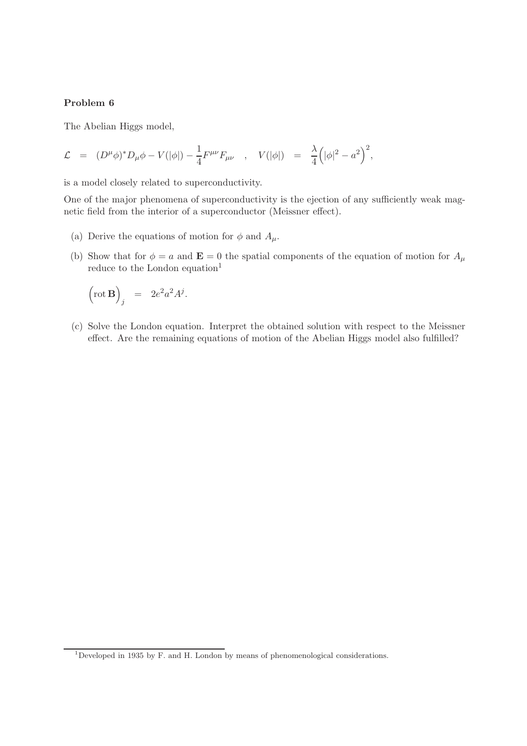**Problem 6**

The Abelian Higgs model,

$$\mathcal{L} \;=\; (D^\mu\phi)^* D_\mu\phi - V(|\phi|) - \frac{1}{4}F^{\mu\nu}F_{\mu\nu} \quad , \quad V(|\phi|) \;=\; \frac{\lambda}{4}\Big(|\phi|^2 - a^2\Big)^2,$$

is a model closely related to superconductivity.

One of the major phenomena of superconductivity is the ejection of any sufficiently weak magnetic field from the interior of a superconductor (Meissner effect).

(a) Derive the equations of motion for $\phi$ and $A_\mu$.

(b) Show that for $\phi = a$ and $\mathbf{E} = 0$ the spatial components of the equation of motion for $A_\mu$ reduce to the London equation[1]

$$\Big(\mathrm{rot}\,\mathbf{B}\Big)_j \;=\; 2e^2a^2A^j.$$

(c) Solve the London equation. Interpret the obtained solution with respect to the Meissner effect. Are the remaining equations of motion of the Abelian Higgs model also fulfilled?

---

[1] Developed in 1935 by F. and H. London by means of phenomenological considerations.